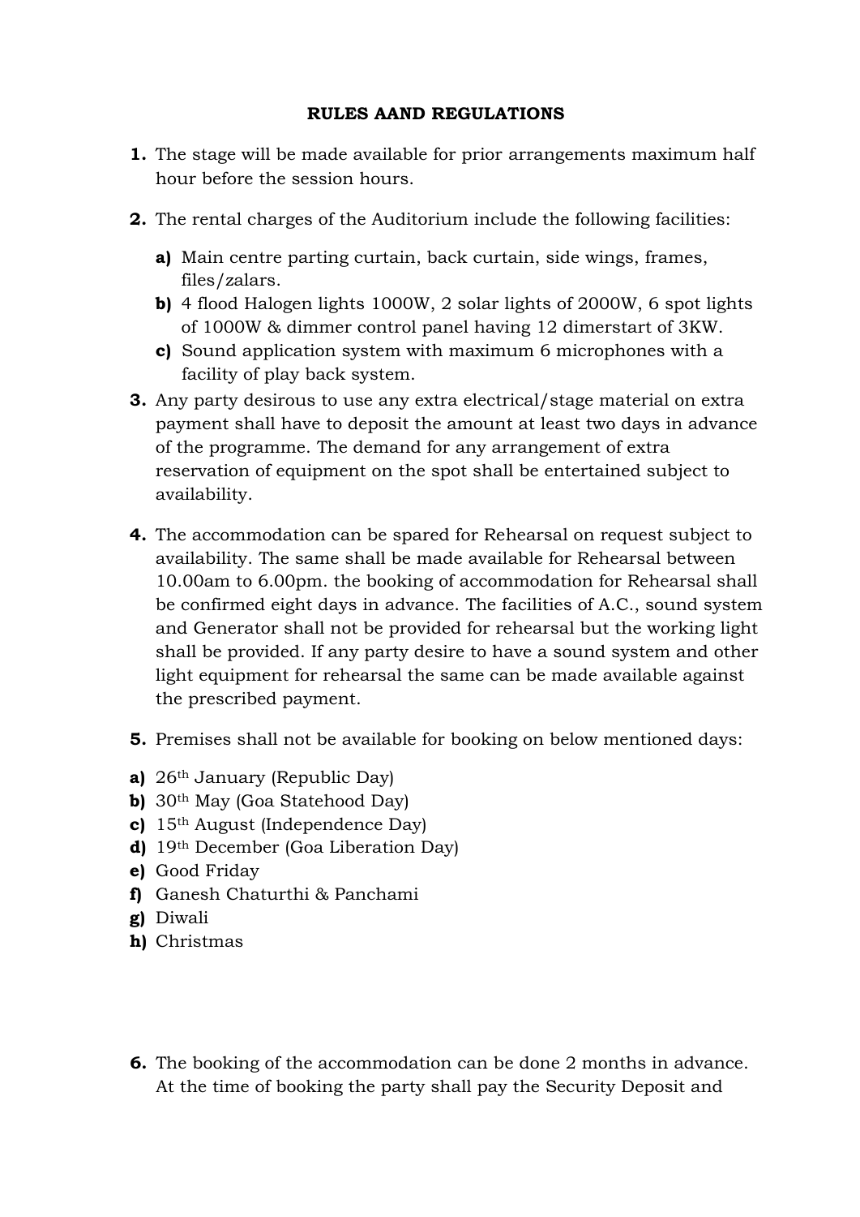**RULES AAND REGULATIONS**

1. The stage will be made available for prior arrangements maximum half hour before the session hours.

2. The rental charges of the Auditorium include the following facilities:

   a) Main centre parting curtain, back curtain, side wings, frames, files/zalars.
   b) 4 flood Halogen lights 1000W, 2 solar lights of 2000W, 6 spot lights of 1000W & dimmer control panel having 12 dimerstart of 3KW.
   c) Sound application system with maximum 6 microphones with a facility of play back system.

3. Any party desirous to use any extra electrical/stage material on extra payment shall have to deposit the amount at least two days in advance of the programme. The demand for any arrangement of extra reservation of equipment on the spot shall be entertained subject to availability.

4. The accommodation can be spared for Rehearsal on request subject to availability. The same shall be made available for Rehearsal between 10.00am to 6.00pm. the booking of accommodation for Rehearsal shall be confirmed eight days in advance. The facilities of A.C., sound system and Generator shall not be provided for rehearsal but the working light shall be provided. If any party desire to have a sound system and other light equipment for rehearsal the same can be made available against the prescribed payment.

5. Premises shall not be available for booking on below mentioned days:

a) 26th January (Republic Day)
b) 30th May (Goa Statehood Day)
c) 15th August (Independence Day)
d) 19th December (Goa Liberation Day)
e) Good Friday
f) Ganesh Chaturthi & Panchami
g) Diwali
h) Christmas

6. The booking of the accommodation can be done 2 months in advance. At the time of booking the party shall pay the Security Deposit and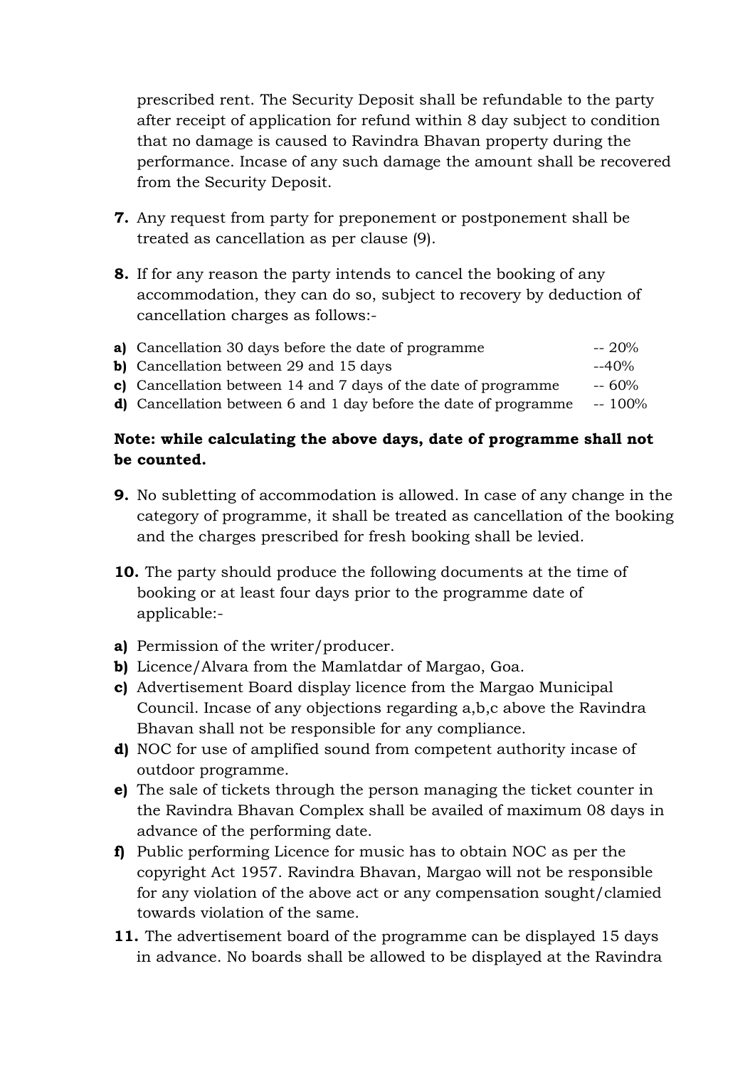prescribed rent. The Security Deposit shall be refundable to the party after receipt of application for refund within 8 day subject to condition that no damage is caused to Ravindra Bhavan property during the performance. Incase of any such damage the amount shall be recovered from the Security Deposit.

**7.** Any request from party for preponement or postponement shall be treated as cancellation as per clause (9).

**8.** If for any reason the party intends to cancel the booking of any accommodation, they can do so, subject to recovery by deduction of cancellation charges as follows:-

**a)** Cancellation 30 days before the date of programme -- 20%
**b)** Cancellation between 29 and 15 days --40%
**c)** Cancellation between 14 and 7 days of the date of programme -- 60%
**d)** Cancellation between 6 and 1 day before the date of programme -- 100%

**Note: while calculating the above days, date of programme shall not be counted.**

**9.** No subletting of accommodation is allowed. In case of any change in the category of programme, it shall be treated as cancellation of the booking and the charges prescribed for fresh booking shall be levied.

**10.** The party should produce the following documents at the time of booking or at least four days prior to the programme date of applicable:-

**a)** Permission of the writer/producer.
**b)** Licence/Alvara from the Mamlatdar of Margao, Goa.
**c)** Advertisement Board display licence from the Margao Municipal Council. Incase of any objections regarding a,b,c above the Ravindra Bhavan shall not be responsible for any compliance.
**d)** NOC for use of amplified sound from competent authority incase of outdoor programme.
**e)** The sale of tickets through the person managing the ticket counter in the Ravindra Bhavan Complex shall be availed of maximum 08 days in advance of the performing date.
**f)** Public performing Licence for music has to obtain NOC as per the copyright Act 1957. Ravindra Bhavan, Margao will not be responsible for any violation of the above act or any compensation sought/clamied towards violation of the same.

**11.** The advertisement board of the programme can be displayed 15 days in advance. No boards shall be allowed to be displayed at the Ravindra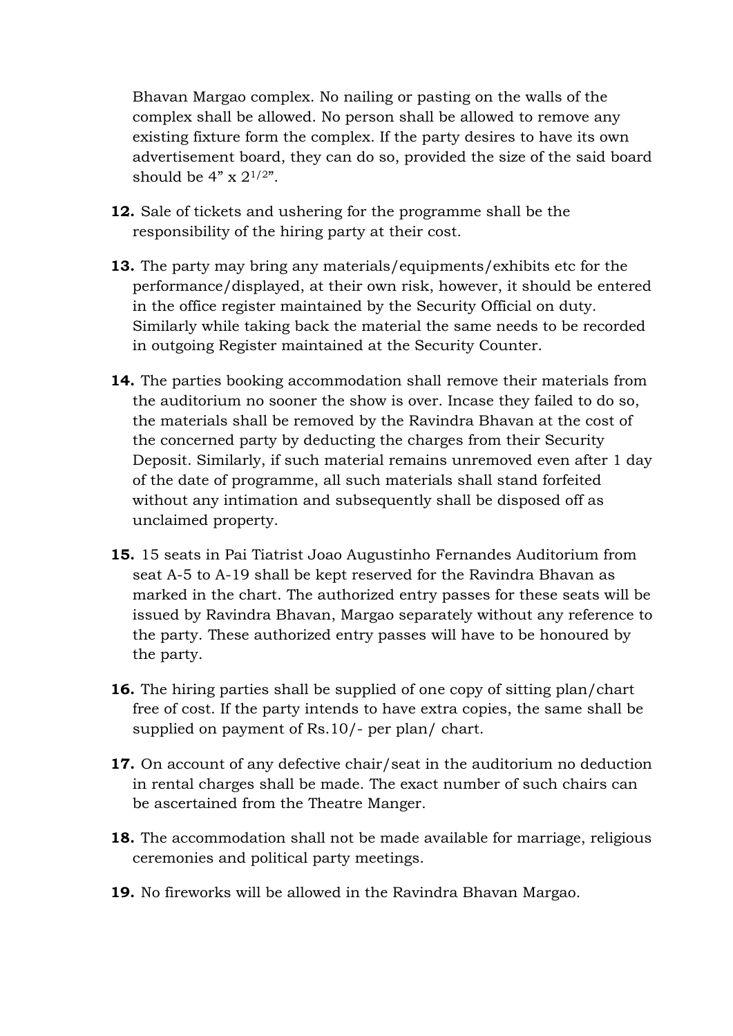Bhavan Margao complex. No nailing or pasting on the walls of the complex shall be allowed. No person shall be allowed to remove any existing fixture form the complex. If the party desires to have its own advertisement board, they can do so, provided the size of the said board should be 4” x $2^{1/2}$”.

**12.** Sale of tickets and ushering for the programme shall be the responsibility of the hiring party at their cost.

**13.** The party may bring any materials/equipments/exhibits etc for the performance/displayed, at their own risk, however, it should be entered in the office register maintained by the Security Official on duty. Similarly while taking back the material the same needs to be recorded in outgoing Register maintained at the Security Counter.

**14.** The parties booking accommodation shall remove their materials from the auditorium no sooner the show is over. Incase they failed to do so, the materials shall be removed by the Ravindra Bhavan at the cost of the concerned party by deducting the charges from their Security Deposit. Similarly, if such material remains unremoved even after 1 day of the date of programme, all such materials shall stand forfeited without any intimation and subsequently shall be disposed off as unclaimed property.

**15.** 15 seats in Pai Tiatrist Joao Augustinho Fernandes Auditorium from seat A-5 to A-19 shall be kept reserved for the Ravindra Bhavan as marked in the chart. The authorized entry passes for these seats will be issued by Ravindra Bhavan, Margao separately without any reference to the party. These authorized entry passes will have to be honoured by the party.

**16.** The hiring parties shall be supplied of one copy of sitting plan/chart free of cost. If the party intends to have extra copies, the same shall be supplied on payment of Rs.10/- per plan/ chart.

**17.** On account of any defective chair/seat in the auditorium no deduction in rental charges shall be made. The exact number of such chairs can be ascertained from the Theatre Manger.

**18.** The accommodation shall not be made available for marriage, religious ceremonies and political party meetings.

**19.** No fireworks will be allowed in the Ravindra Bhavan Margao.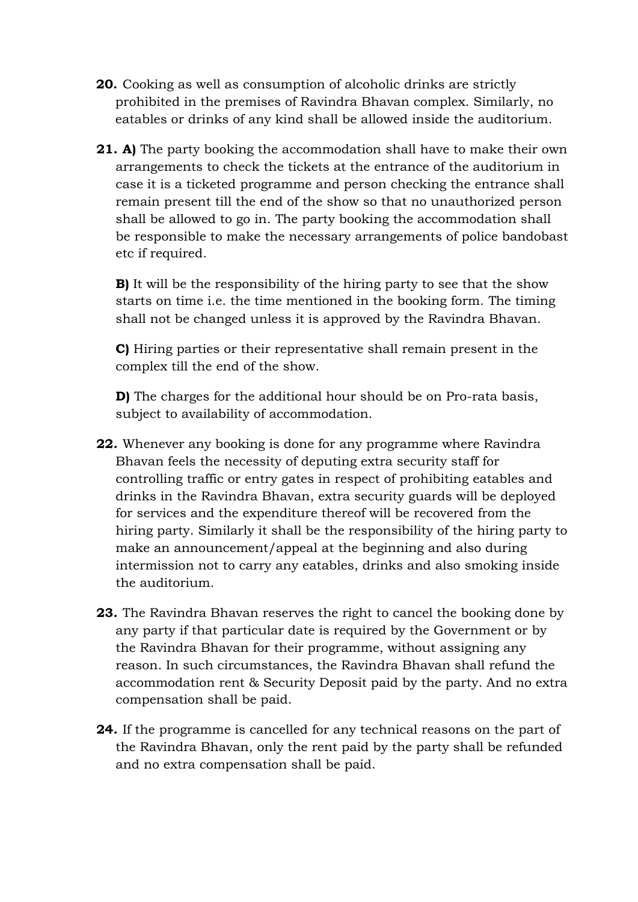**20.** Cooking as well as consumption of alcoholic drinks are strictly prohibited in the premises of Ravindra Bhavan complex. Similarly, no eatables or drinks of any kind shall be allowed inside the auditorium.

**21. A)** The party booking the accommodation shall have to make their own arrangements to check the tickets at the entrance of the auditorium in case it is a ticketed programme and person checking the entrance shall remain present till the end of the show so that no unauthorized person shall be allowed to go in. The party booking the accommodation shall be responsible to make the necessary arrangements of police bandobast etc if required.

**B)** It will be the responsibility of the hiring party to see that the show starts on time i.e. the time mentioned in the booking form. The timing shall not be changed unless it is approved by the Ravindra Bhavan.

**C)** Hiring parties or their representative shall remain present in the complex till the end of the show.

**D)** The charges for the additional hour should be on Pro-rata basis, subject to availability of accommodation.

**22.** Whenever any booking is done for any programme where Ravindra Bhavan feels the necessity of deputing extra security staff for controlling traffic or entry gates in respect of prohibiting eatables and drinks in the Ravindra Bhavan, extra security guards will be deployed for services and the expenditure thereof will be recovered from the hiring party. Similarly it shall be the responsibility of the hiring party to make an announcement/appeal at the beginning and also during intermission not to carry any eatables, drinks and also smoking inside the auditorium.

**23.** The Ravindra Bhavan reserves the right to cancel the booking done by any party if that particular date is required by the Government or by the Ravindra Bhavan for their programme, without assigning any reason. In such circumstances, the Ravindra Bhavan shall refund the accommodation rent & Security Deposit paid by the party. And no extra compensation shall be paid.

**24.** If the programme is cancelled for any technical reasons on the part of the Ravindra Bhavan, only the rent paid by the party shall be refunded and no extra compensation shall be paid.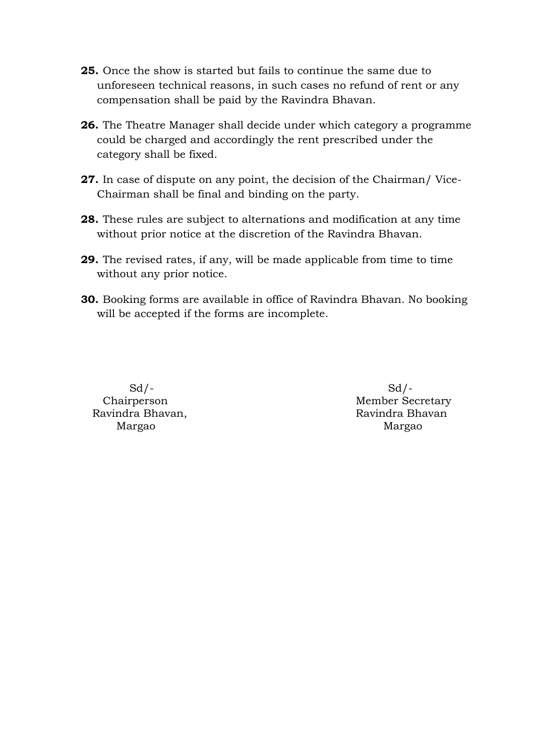**25.** Once the show is started but fails to continue the same due to unforeseen technical reasons, in such cases no refund of rent or any compensation shall be paid by the Ravindra Bhavan.

**26.** The Theatre Manager shall decide under which category a programme could be charged and accordingly the rent prescribed under the category shall be fixed.

**27.** In case of dispute on any point, the decision of the Chairman/ Vice-Chairman shall be final and binding on the party.

**28.** These rules are subject to alternations and modification at any time without prior notice at the discretion of the Ravindra Bhavan.

**29.** The revised rates, if any, will be made applicable from time to time without any prior notice.

**30.** Booking forms are available in office of Ravindra Bhavan. No booking will be accepted if the forms are incomplete.

Sd/-
Chairperson
Ravindra Bhavan,
Margao

Sd/-
Member Secretary
Ravindra Bhavan
Margao